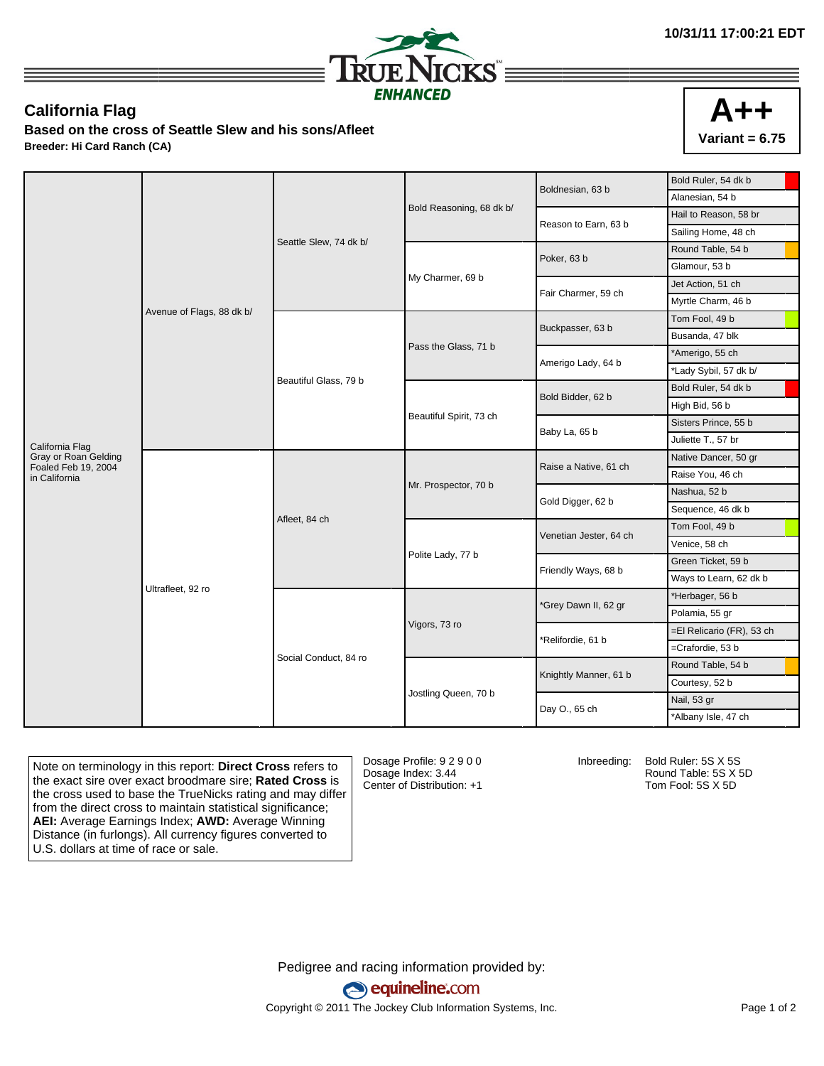10/31/11 17:00:21 EDT

TRUENICKS ENHANCED

## California Flag

**Based on the cross of Seattle Slew and his sons/Afleet**

**Breeder: Hi Card Ranch (CA)**

**A++**

**Variant = 6.75**

| | | | | | |
|---|---|---|---|---|---|
| California Flag Gray or Roan Gelding Foaled Feb 19, 2004 in California | Avenue of Flags, 88 dk b/ | Seattle Slew, 74 dk b/ | Bold Reasoning, 68 dk b/ | Boldnesian, 63 b | Bold Ruler, 54 dk b |
| | | | | | Alanesian, 54 b |
| | | | | Reason to Earn, 63 b | Hail to Reason, 58 br |
| | | | | | Sailing Home, 48 ch |
| | | | My Charmer, 69 b | Poker, 63 b | Round Table, 54 b |
| | | | | | Glamour, 53 b |
| | | | | Fair Charmer, 59 ch | Jet Action, 51 ch |
| | | | | | Myrtle Charm, 46 b |
| | | Beautiful Glass, 79 b | Pass the Glass, 71 b | Buckpasser, 63 b | Tom Fool, 49 b |
| | | | | | Busanda, 47 blk |
| | | | | Amerigo Lady, 64 b | *Amerigo, 55 ch |
| | | | | | *Lady Sybil, 57 dk b/ |
| | | | Beautiful Spirit, 73 ch | Bold Bidder, 62 b | Bold Ruler, 54 dk b |
| | | | | | High Bid, 56 b |
| | | | | Baby La, 65 b | Sisters Prince, 55 b |
| | | | | | Juliette T., 57 br |
| | Ultrafleet, 92 ro | Afleet, 84 ch | Mr. Prospector, 70 b | Raise a Native, 61 ch | Native Dancer, 50 gr |
| | | | | | Raise You, 46 ch |
| | | | | Gold Digger, 62 b | Nashua, 52 b |
| | | | | | Sequence, 46 dk b |
| | | | Polite Lady, 77 b | Venetian Jester, 64 ch | Tom Fool, 49 b |
| | | | | | Venice, 58 ch |
| | | | | Friendly Ways, 68 b | Green Ticket, 59 b |
| | | | | | Ways to Learn, 62 dk b |
| | | Social Conduct, 84 ro | Vigors, 73 ro | *Grey Dawn II, 62 gr | *Herbager, 56 b |
| | | | | | Polamia, 55 gr |
| | | | | *Relifordie, 61 b | =El Relicario (FR), 53 ch |
| | | | | | =Crafordie, 53 b |
| | | | Jostling Queen, 70 b | Knightly Manner, 61 b | Round Table, 54 b |
| | | | | | Courtesy, 52 b |
| | | | | Day O., 65 ch | Nail, 53 gr |
| | | | | | *Albany Isle, 47 ch |

Note on terminology in this report: **Direct Cross** refers to the exact sire over exact broodmare sire; **Rated Cross** is the cross used to base the TrueNicks rating and may differ from the direct cross to maintain statistical significance; **AEI:** Average Earnings Index; **AWD:** Average Winning Distance (in furlongs). All currency figures converted to U.S. dollars at time of race or sale.

Dosage Profile: 9 2 9 0 0
Dosage Index: 3.44
Center of Distribution: +1

Inbreeding:
Bold Ruler: 5S X 5S
Round Table: 5S X 5D
Tom Fool: 5S X 5D

Pedigree and racing information provided by:
equineline.com
Copyright © 2011 The Jockey Club Information Systems, Inc.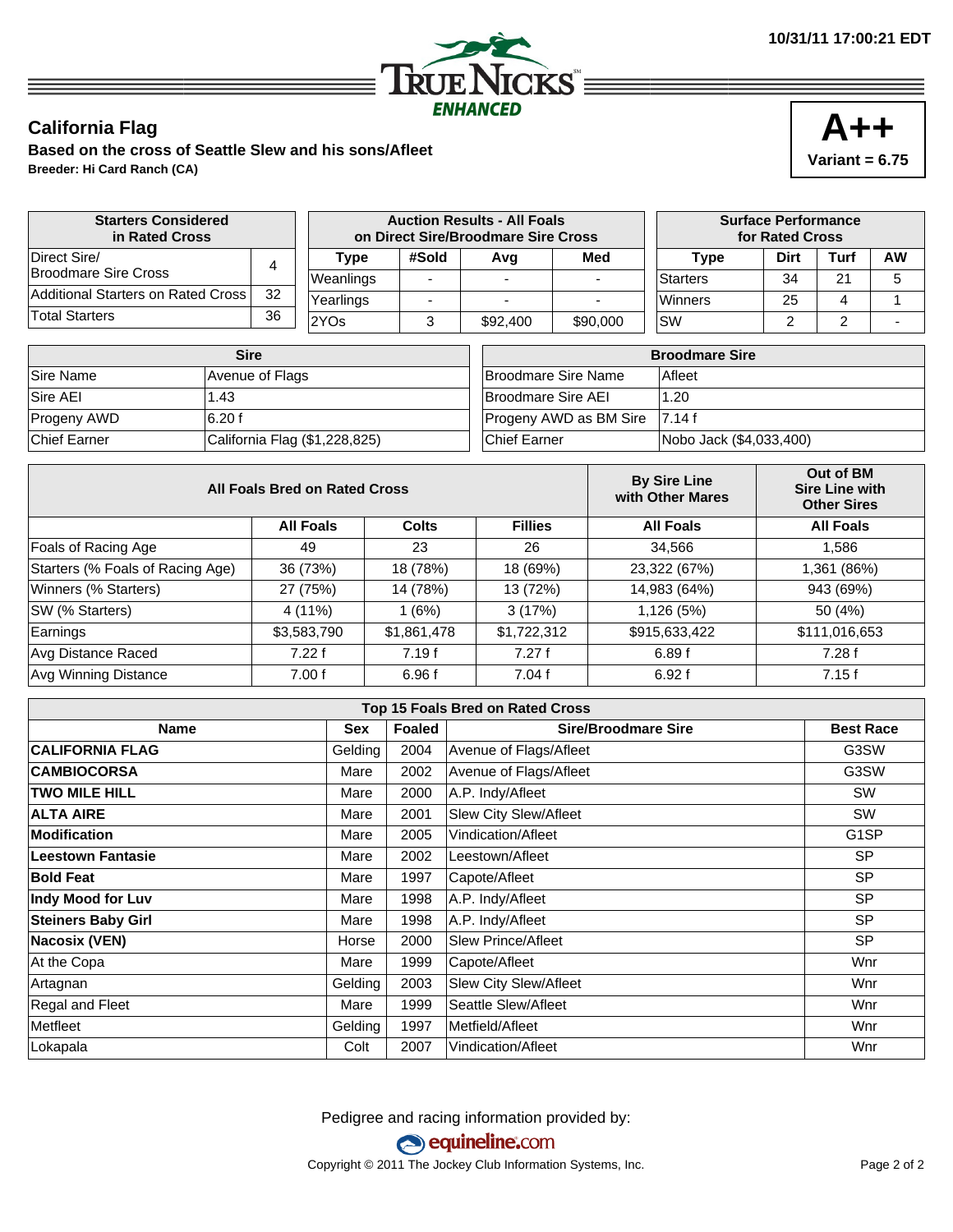10/31/11 17:00:21 EDT

TRUE NICKS ENHANCED

## California Flag

**Based on the cross of Seattle Slew and his sons/Afleet**

**Breeder: Hi Card Ranch (CA)**

**A++**
**Variant = 6.75**

| Starters Considered in Rated Cross | |
|---|---|
| Direct Sire/ Broodmare Sire Cross | 4 |
| Additional Starters on Rated Cross | 32 |
| Total Starters | 36 |

| Auction Results - All Foals on Direct Sire/Broodmare Sire Cross | | | |
|---|---|---|---|
| Type | #Sold | Avg | Med |
| Weanlings | - | - | - |
| Yearlings | - | - | - |
| 2YOs | 3 | $92,400 | $90,000 |

| Surface Performance for Rated Cross | | | |
|---|---|---|---|
| Type | Dirt | Turf | AW |
| Starters | 34 | 21 | 5 |
| Winners | 25 | 4 | 1 |
| SW | 2 | 2 | - |

| Sire | |
|---|---|
| Sire Name | Avenue of Flags |
| Sire AEI | 1.43 |
| Progeny AWD | 6.20 f |
| Chief Earner | California Flag ($1,228,825) |

| Broodmare Sire | |
|---|---|
| Broodmare Sire Name | Afleet |
| Broodmare Sire AEI | 1.20 |
| Progeny AWD as BM Sire | 7.14 f |
| Chief Earner | Nobo Jack ($4,033,400) |

| All Foals Bred on Rated Cross | | | | By Sire Line with Other Mares | Out of BM Sire Line with Other Sires |
|---|---|---|---|---|---|
| | All Foals | Colts | Fillies | All Foals | All Foals |
| Foals of Racing Age | 49 | 23 | 26 | 34,566 | 1,586 |
| Starters (% Foals of Racing Age) | 36 (73%) | 18 (78%) | 18 (69%) | 23,322 (67%) | 1,361 (86%) |
| Winners (% Starters) | 27 (75%) | 14 (78%) | 13 (72%) | 14,983 (64%) | 943 (69%) |
| SW (% Starters) | 4 (11%) | 1 (6%) | 3 (17%) | 1,126 (5%) | 50 (4%) |
| Earnings | $3,583,790 | $1,861,478 | $1,722,312 | $915,633,422 | $111,016,653 |
| Avg Distance Raced | 7.22 f | 7.19 f | 7.27 f | 6.89 f | 7.28 f |
| Avg Winning Distance | 7.00 f | 6.96 f | 7.04 f | 6.92 f | 7.15 f |

**Top 15 Foals Bred on Rated Cross**

| Name | Sex | Foaled | Sire/Broodmare Sire | Best Race |
|---|---|---|---|---|
| **CALIFORNIA FLAG** | Gelding | 2004 | Avenue of Flags/Afleet | G3SW |
| **CAMBIOCORSA** | Mare | 2002 | Avenue of Flags/Afleet | G3SW |
| **TWO MILE HILL** | Mare | 2000 | A.P. Indy/Afleet | SW |
| **ALTA AIRE** | Mare | 2001 | Slew City Slew/Afleet | SW |
| **Modification** | Mare | 2005 | Vindication/Afleet | G1SP |
| **Leestown Fantasie** | Mare | 2002 | Leestown/Afleet | SP |
| **Bold Feat** | Mare | 1997 | Capote/Afleet | SP |
| **Indy Mood for Luv** | Mare | 1998 | A.P. Indy/Afleet | SP |
| **Steiners Baby Girl** | Mare | 1998 | A.P. Indy/Afleet | SP |
| **Nacosix (VEN)** | Horse | 2000 | Slew Prince/Afleet | SP |
| At the Copa | Mare | 1999 | Capote/Afleet | Wnr |
| Artagnan | Gelding | 2003 | Slew City Slew/Afleet | Wnr |
| Regal and Fleet | Mare | 1999 | Seattle Slew/Afleet | Wnr |
| Metfleet | Gelding | 1997 | Metfield/Afleet | Wnr |
| Lokapala | Colt | 2007 | Vindication/Afleet | Wnr |

Pedigree and racing information provided by:

equineline.com

Copyright © 2011 The Jockey Club Information Systems, Inc.